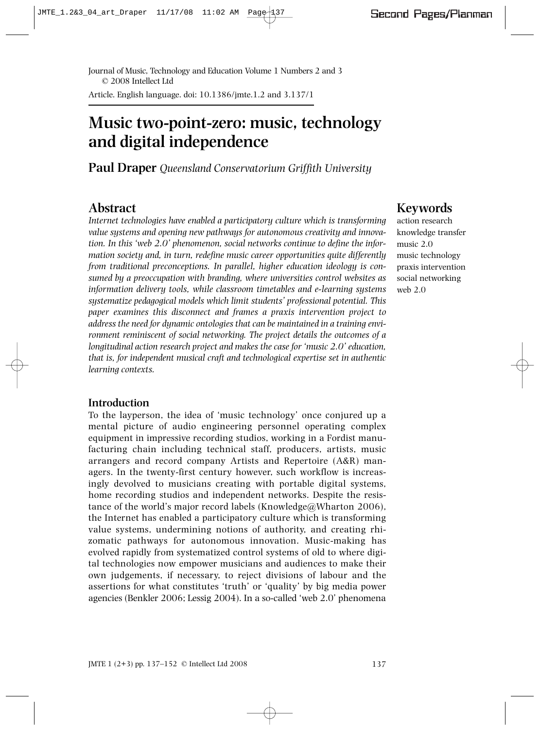Journal of Music, Technology and Education Volume 1 Numbers 2 and 3 © 2008 Intellect Ltd

Article. English language. doi: 10.1386/jmte.1.2 and 3.137/1

# Music two-point-zero: music, technology and digital independence

**Paul Draper** *Queensland Conservatorium Griffith University*

## Abstract

*Internet technologies have enabled a participatory culture which is transforming value systems and opening new pathways for autonomous creativity and innovation. In this 'web 2.0' phenomenon, social networks continue to define the information society and, in turn, redefine music career opportunities quite differently from traditional preconceptions. In parallel, higher education ideology is consumed by a preoccupation with branding, where universities control websites as information delivery tools, while classroom timetables and e-learning systems systematize pedagogical models which limit students' professional potential. This paper examines this disconnect and frames a praxis intervention project to address the need for dynamic ontologies that can be maintained in a training environment reminiscent of social networking. The project details the outcomes of a longitudinal action research project and makes the case for 'music 2.0' education, that is, for independent musical craft and technological expertise set in authentic learning contexts.*

## Keywords

action research
knowledge transfer
music 2.0
music technology
praxis intervention
social networking
web 2.0

### Introduction

To the layperson, the idea of 'music technology' once conjured up a mental picture of audio engineering personnel operating complex equipment in impressive recording studios, working in a Fordist manufacturing chain including technical staff, producers, artists, music arrangers and record company Artists and Repertoire (A&R) managers. In the twenty-first century however, such workflow is increasingly devolved to musicians creating with portable digital systems, home recording studios and independent networks. Despite the resistance of the world's major record labels (Knowledge@Wharton 2006), the Internet has enabled a participatory culture which is transforming value systems, undermining notions of authority, and creating rhizomatic pathways for autonomous innovation. Music-making has evolved rapidly from systematized control systems of old to where digital technologies now empower musicians and audiences to make their own judgements, if necessary, to reject divisions of labour and the assertions for what constitutes 'truth' or 'quality' by big media power agencies (Benkler 2006; Lessig 2004). In a so-called 'web 2.0' phenomena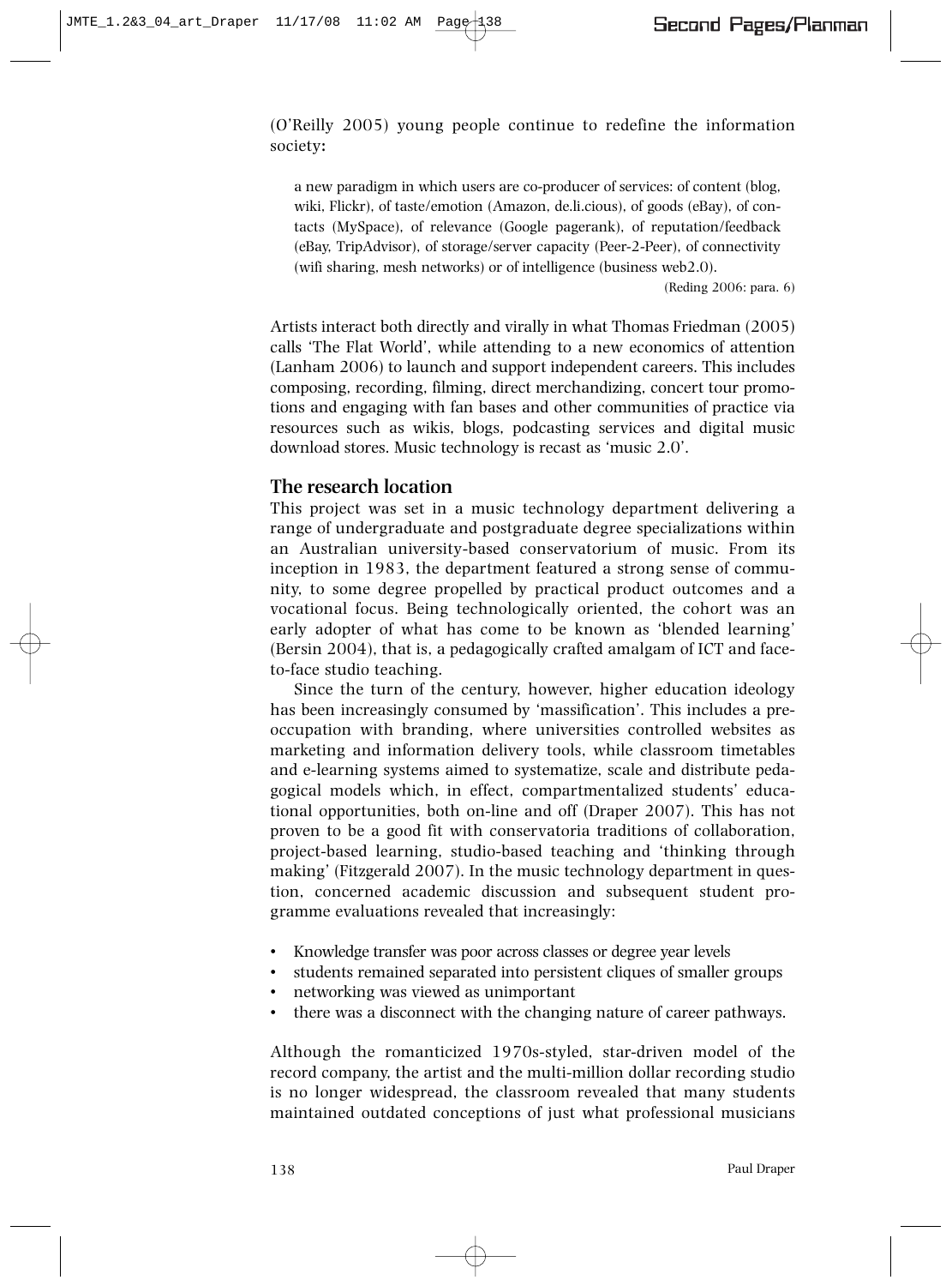(O'Reilly 2005) young people continue to redefine the information society:

> a new paradigm in which users are co-producer of services: of content (blog, wiki, Flickr), of taste/emotion (Amazon, de.li.cious), of goods (eBay), of contacts (MySpace), of relevance (Google pagerank), of reputation/feedback (eBay, TripAdvisor), of storage/server capacity (Peer-2-Peer), of connectivity (wifi sharing, mesh networks) or of intelligence (business web2.0).
>
> (Reding 2006: para. 6)

Artists interact both directly and virally in what Thomas Friedman (2005) calls 'The Flat World', while attending to a new economics of attention (Lanham 2006) to launch and support independent careers. This includes composing, recording, filming, direct merchandizing, concert tour promotions and engaging with fan bases and other communities of practice via resources such as wikis, blogs, podcasting services and digital music download stores. Music technology is recast as 'music 2.0'.

## The research location

This project was set in a music technology department delivering a range of undergraduate and postgraduate degree specializations within an Australian university-based conservatorium of music. From its inception in 1983, the department featured a strong sense of community, to some degree propelled by practical product outcomes and a vocational focus. Being technologically oriented, the cohort was an early adopter of what has come to be known as 'blended learning' (Bersin 2004), that is, a pedagogically crafted amalgam of ICT and face-to-face studio teaching.

Since the turn of the century, however, higher education ideology has been increasingly consumed by 'massification'. This includes a preoccupation with branding, where universities controlled websites as marketing and information delivery tools, while classroom timetables and e-learning systems aimed to systematize, scale and distribute pedagogical models which, in effect, compartmentalized students' educational opportunities, both on-line and off (Draper 2007). This has not proven to be a good fit with conservatoria traditions of collaboration, project-based learning, studio-based teaching and 'thinking through making' (Fitzgerald 2007). In the music technology department in question, concerned academic discussion and subsequent student programme evaluations revealed that increasingly:

- Knowledge transfer was poor across classes or degree year levels
- students remained separated into persistent cliques of smaller groups
- networking was viewed as unimportant
- there was a disconnect with the changing nature of career pathways.

Although the romanticized 1970s-styled, star-driven model of the record company, the artist and the multi-million dollar recording studio is no longer widespread, the classroom revealed that many students maintained outdated conceptions of just what professional musicians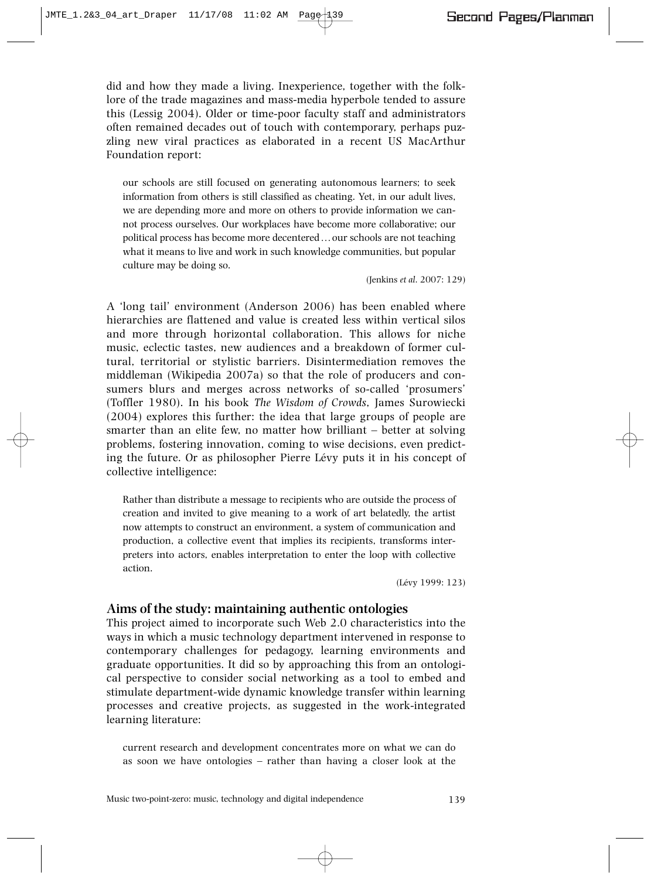did and how they made a living. Inexperience, together with the folklore of the trade magazines and mass-media hyperbole tended to assure this (Lessig 2004). Older or time-poor faculty staff and administrators often remained decades out of touch with contemporary, perhaps puzzling new viral practices as elaborated in a recent US MacArthur Foundation report:

> our schools are still focused on generating autonomous learners; to seek information from others is still classified as cheating. Yet, in our adult lives, we are depending more and more on others to provide information we cannot process ourselves. Our workplaces have become more collaborative; our political process has become more decentered … our schools are not teaching what it means to live and work in such knowledge communities, but popular culture may be doing so.
>
> (Jenkins *et al.* 2007: 129)

A 'long tail' environment (Anderson 2006) has been enabled where hierarchies are flattened and value is created less within vertical silos and more through horizontal collaboration. This allows for niche music, eclectic tastes, new audiences and a breakdown of former cultural, territorial or stylistic barriers. Disintermediation removes the middleman (Wikipedia 2007a) so that the role of producers and consumers blurs and merges across networks of so-called 'prosumers' (Toffler 1980). In his book *The Wisdom of Crowds*, James Surowiecki (2004) explores this further: the idea that large groups of people are smarter than an elite few, no matter how brilliant – better at solving problems, fostering innovation, coming to wise decisions, even predicting the future. Or as philosopher Pierre Lévy puts it in his concept of collective intelligence:

> Rather than distribute a message to recipients who are outside the process of creation and invited to give meaning to a work of art belatedly, the artist now attempts to construct an environment, a system of communication and production, a collective event that implies its recipients, transforms interpreters into actors, enables interpretation to enter the loop with collective action.
>
> (Lévy 1999: 123)

## Aims of the study: maintaining authentic ontologies

This project aimed to incorporate such Web 2.0 characteristics into the ways in which a music technology department intervened in response to contemporary challenges for pedagogy, learning environments and graduate opportunities. It did so by approaching this from an ontological perspective to consider social networking as a tool to embed and stimulate department-wide dynamic knowledge transfer within learning processes and creative projects, as suggested in the work-integrated learning literature:

> current research and development concentrates more on what we can do as soon we have ontologies – rather than having a closer look at the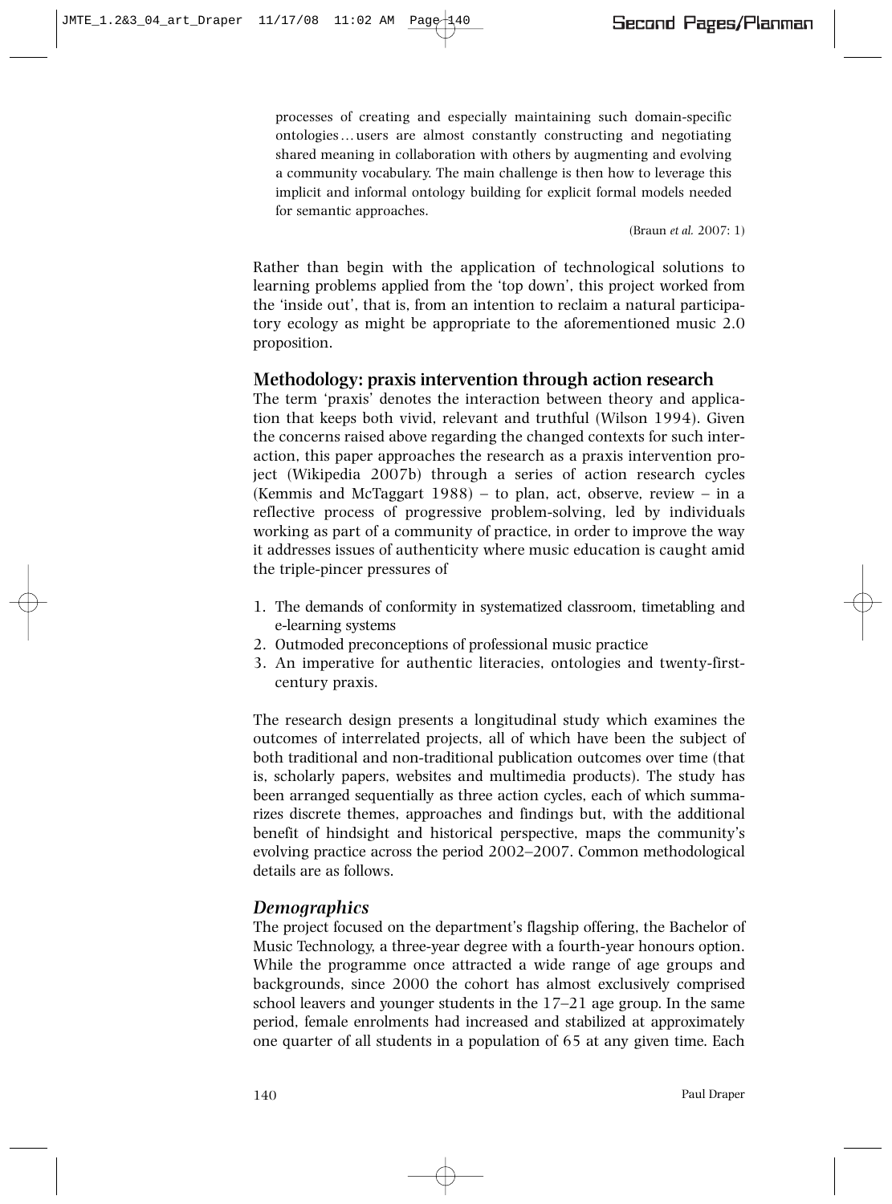> processes of creating and especially maintaining such domain-specific ontologies… users are almost constantly constructing and negotiating shared meaning in collaboration with others by augmenting and evolving a community vocabulary. The main challenge is then how to leverage this implicit and informal ontology building for explicit formal models needed for semantic approaches.
>
> (Braun *et al.* 2007: 1)

Rather than begin with the application of technological solutions to learning problems applied from the 'top down', this project worked from the 'inside out', that is, from an intention to reclaim a natural participatory ecology as might be appropriate to the aforementioned music 2.0 proposition.

## Methodology: praxis intervention through action research

The term 'praxis' denotes the interaction between theory and application that keeps both vivid, relevant and truthful (Wilson 1994). Given the concerns raised above regarding the changed contexts for such interaction, this paper approaches the research as a praxis intervention project (Wikipedia 2007b) through a series of action research cycles (Kemmis and McTaggart 1988) – to plan, act, observe, review – in a reflective process of progressive problem-solving, led by individuals working as part of a community of practice, in order to improve the way it addresses issues of authenticity where music education is caught amid the triple-pincer pressures of

1. The demands of conformity in systematized classroom, timetabling and e-learning systems
2. Outmoded preconceptions of professional music practice
3. An imperative for authentic literacies, ontologies and twenty-first-century praxis.

The research design presents a longitudinal study which examines the outcomes of interrelated projects, all of which have been the subject of both traditional and non-traditional publication outcomes over time (that is, scholarly papers, websites and multimedia products). The study has been arranged sequentially as three action cycles, each of which summarizes discrete themes, approaches and findings but, with the additional benefit of hindsight and historical perspective, maps the community's evolving practice across the period 2002–2007. Common methodological details are as follows.

### *Demographics*

The project focused on the department's flagship offering, the Bachelor of Music Technology, a three-year degree with a fourth-year honours option. While the programme once attracted a wide range of age groups and backgrounds, since 2000 the cohort has almost exclusively comprised school leavers and younger students in the 17–21 age group. In the same period, female enrolments had increased and stabilized at approximately one quarter of all students in a population of 65 at any given time. Each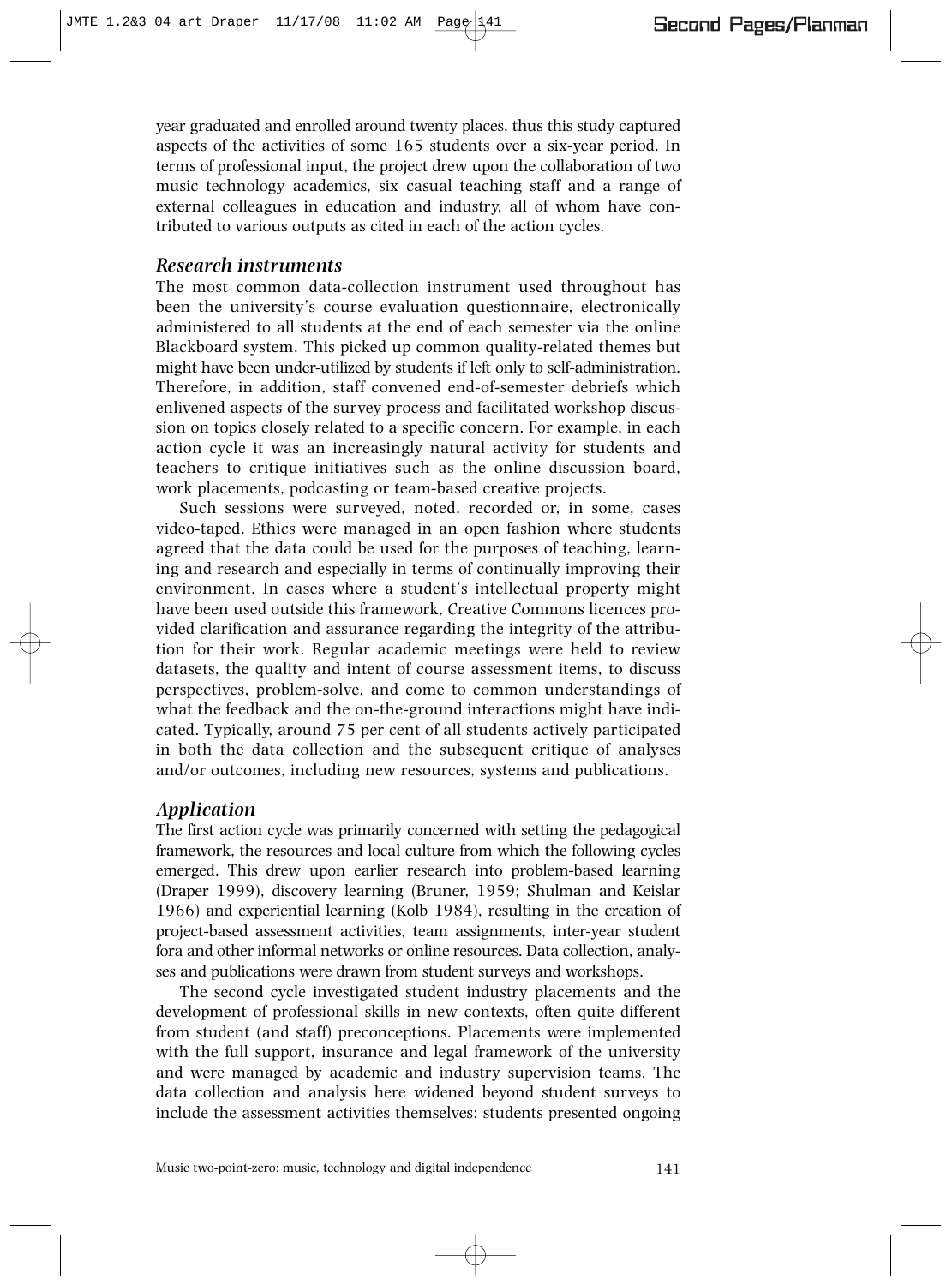year graduated and enrolled around twenty places, thus this study captured aspects of the activities of some 165 students over a six-year period. In terms of professional input, the project drew upon the collaboration of two music technology academics, six casual teaching staff and a range of external colleagues in education and industry, all of whom have contributed to various outputs as cited in each of the action cycles.

### *Research instruments*

The most common data-collection instrument used throughout has been the university's course evaluation questionnaire, electronically administered to all students at the end of each semester via the online Blackboard system. This picked up common quality-related themes but might have been under-utilized by students if left only to self-administration. Therefore, in addition, staff convened end-of-semester debriefs which enlivened aspects of the survey process and facilitated workshop discussion on topics closely related to a specific concern. For example, in each action cycle it was an increasingly natural activity for students and teachers to critique initiatives such as the online discussion board, work placements, podcasting or team-based creative projects.

Such sessions were surveyed, noted, recorded or, in some, cases video-taped. Ethics were managed in an open fashion where students agreed that the data could be used for the purposes of teaching, learning and research and especially in terms of continually improving their environment. In cases where a student's intellectual property might have been used outside this framework, Creative Commons licences provided clarification and assurance regarding the integrity of the attribution for their work. Regular academic meetings were held to review datasets, the quality and intent of course assessment items, to discuss perspectives, problem-solve, and come to common understandings of what the feedback and the on-the-ground interactions might have indicated. Typically, around 75 per cent of all students actively participated in both the data collection and the subsequent critique of analyses and/or outcomes, including new resources, systems and publications.

### *Application*

The first action cycle was primarily concerned with setting the pedagogical framework, the resources and local culture from which the following cycles emerged. This drew upon earlier research into problem-based learning (Draper 1999), discovery learning (Bruner, 1959; Shulman and Keislar 1966) and experiential learning (Kolb 1984), resulting in the creation of project-based assessment activities, team assignments, inter-year student fora and other informal networks or online resources. Data collection, analyses and publications were drawn from student surveys and workshops.

The second cycle investigated student industry placements and the development of professional skills in new contexts, often quite different from student (and staff) preconceptions. Placements were implemented with the full support, insurance and legal framework of the university and were managed by academic and industry supervision teams. The data collection and analysis here widened beyond student surveys to include the assessment activities themselves: students presented ongoing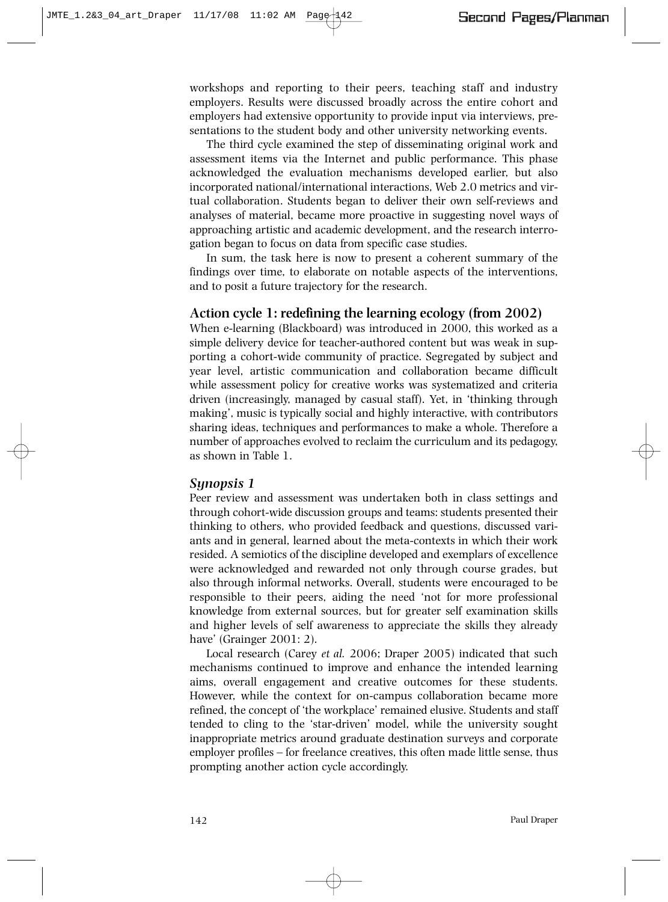workshops and reporting to their peers, teaching staff and industry employers. Results were discussed broadly across the entire cohort and employers had extensive opportunity to provide input via interviews, presentations to the student body and other university networking events.

The third cycle examined the step of disseminating original work and assessment items via the Internet and public performance. This phase acknowledged the evaluation mechanisms developed earlier, but also incorporated national/international interactions, Web 2.0 metrics and virtual collaboration. Students began to deliver their own self-reviews and analyses of material, became more proactive in suggesting novel ways of approaching artistic and academic development, and the research interrogation began to focus on data from specific case studies.

In sum, the task here is now to present a coherent summary of the findings over time, to elaborate on notable aspects of the interventions, and to posit a future trajectory for the research.

## Action cycle 1: redefining the learning ecology (from 2002)

When e-learning (Blackboard) was introduced in 2000, this worked as a simple delivery device for teacher-authored content but was weak in supporting a cohort-wide community of practice. Segregated by subject and year level, artistic communication and collaboration became difficult while assessment policy for creative works was systematized and criteria driven (increasingly, managed by casual staff). Yet, in 'thinking through making', music is typically social and highly interactive, with contributors sharing ideas, techniques and performances to make a whole. Therefore a number of approaches evolved to reclaim the curriculum and its pedagogy, as shown in Table 1.

### *Synopsis 1*

Peer review and assessment was undertaken both in class settings and through cohort-wide discussion groups and teams: students presented their thinking to others, who provided feedback and questions, discussed variants and in general, learned about the meta-contexts in which their work resided. A semiotics of the discipline developed and exemplars of excellence were acknowledged and rewarded not only through course grades, but also through informal networks. Overall, students were encouraged to be responsible to their peers, aiding the need 'not for more professional knowledge from external sources, but for greater self examination skills and higher levels of self awareness to appreciate the skills they already have' (Grainger 2001: 2).

Local research (Carey *et al.* 2006; Draper 2005) indicated that such mechanisms continued to improve and enhance the intended learning aims, overall engagement and creative outcomes for these students. However, while the context for on-campus collaboration became more refined, the concept of 'the workplace' remained elusive. Students and staff tended to cling to the 'star-driven' model, while the university sought inappropriate metrics around graduate destination surveys and corporate employer profiles – for freelance creatives, this often made little sense, thus prompting another action cycle accordingly.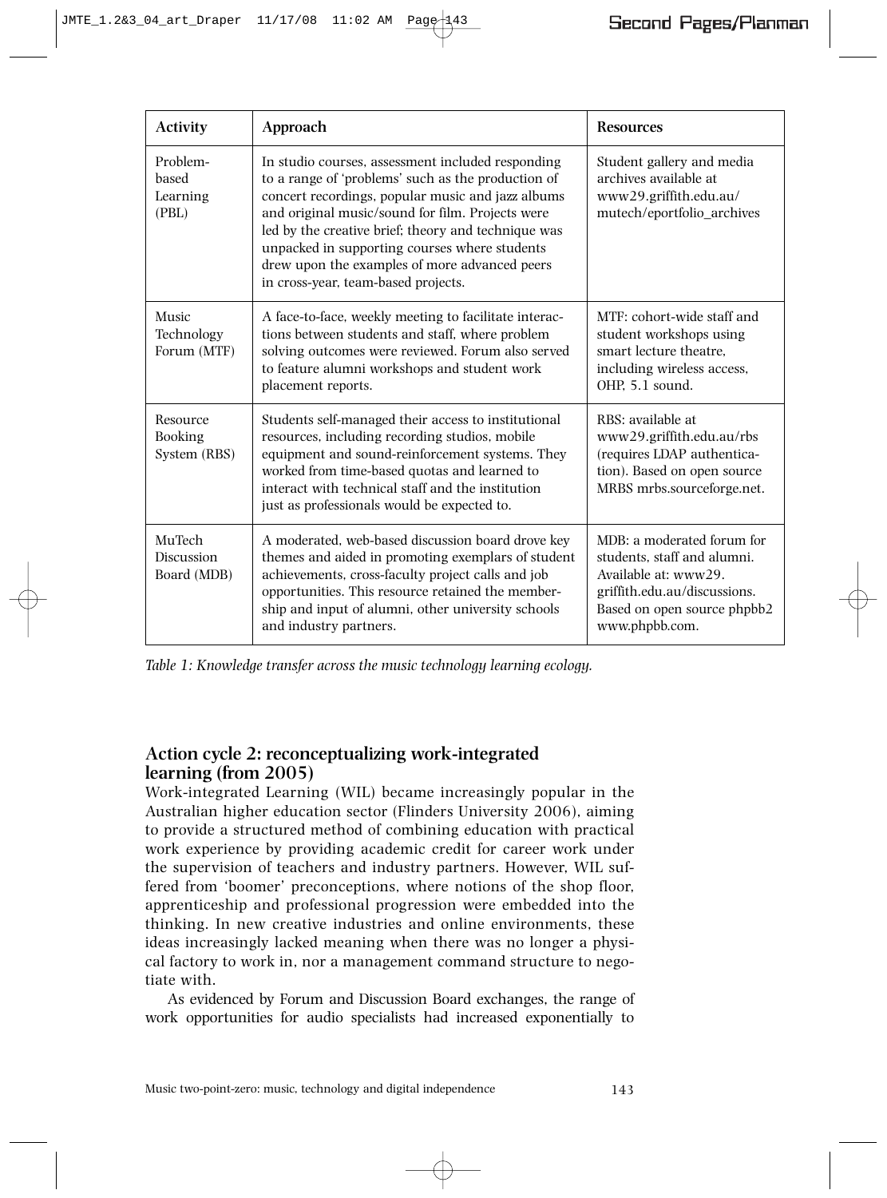| Activity | Approach | Resources |
|---|---|---|
| Problem-based Learning (PBL) | In studio courses, assessment included responding to a range of 'problems' such as the production of concert recordings, popular music and jazz albums and original music/sound for film. Projects were led by the creative brief; theory and technique was unpacked in supporting courses where students drew upon the examples of more advanced peers in cross-year, team-based projects. | Student gallery and media archives available at www29.griffith.edu.au/mutech/eportfolio_archives |
| Music Technology Forum (MTF) | A face-to-face, weekly meeting to facilitate interactions between students and staff, where problem solving outcomes were reviewed. Forum also served to feature alumni workshops and student work placement reports. | MTF: cohort-wide staff and student workshops using smart lecture theatre, including wireless access, OHP, 5.1 sound. |
| Resource Booking System (RBS) | Students self-managed their access to institutional resources, including recording studios, mobile equipment and sound-reinforcement systems. They worked from time-based quotas and learned to interact with technical staff and the institution just as professionals would be expected to. | RBS: available at www29.griffith.edu.au/rbs (requires LDAP authentication). Based on open source MRBS mrbs.sourceforge.net. |
| MuTech Discussion Board (MDB) | A moderated, web-based discussion board drove key themes and aided in promoting exemplars of student achievements, cross-faculty project calls and job opportunities. This resource retained the membership and input of alumni, other university schools and industry partners. | MDB: a moderated forum for students, staff and alumni. Available at: www29.griffith.edu.au/discussions. Based on open source phpbb2 www.phpbb.com. |

*Table 1: Knowledge transfer across the music technology learning ecology.*

## Action cycle 2: reconceptualizing work-integrated learning (from 2005)

Work-integrated Learning (WIL) became increasingly popular in the Australian higher education sector (Flinders University 2006), aiming to provide a structured method of combining education with practical work experience by providing academic credit for career work under the supervision of teachers and industry partners. However, WIL suffered from 'boomer' preconceptions, where notions of the shop floor, apprenticeship and professional progression were embedded into the thinking. In new creative industries and online environments, these ideas increasingly lacked meaning when there was no longer a physical factory to work in, nor a management command structure to negotiate with.

As evidenced by Forum and Discussion Board exchanges, the range of work opportunities for audio specialists had increased exponentially to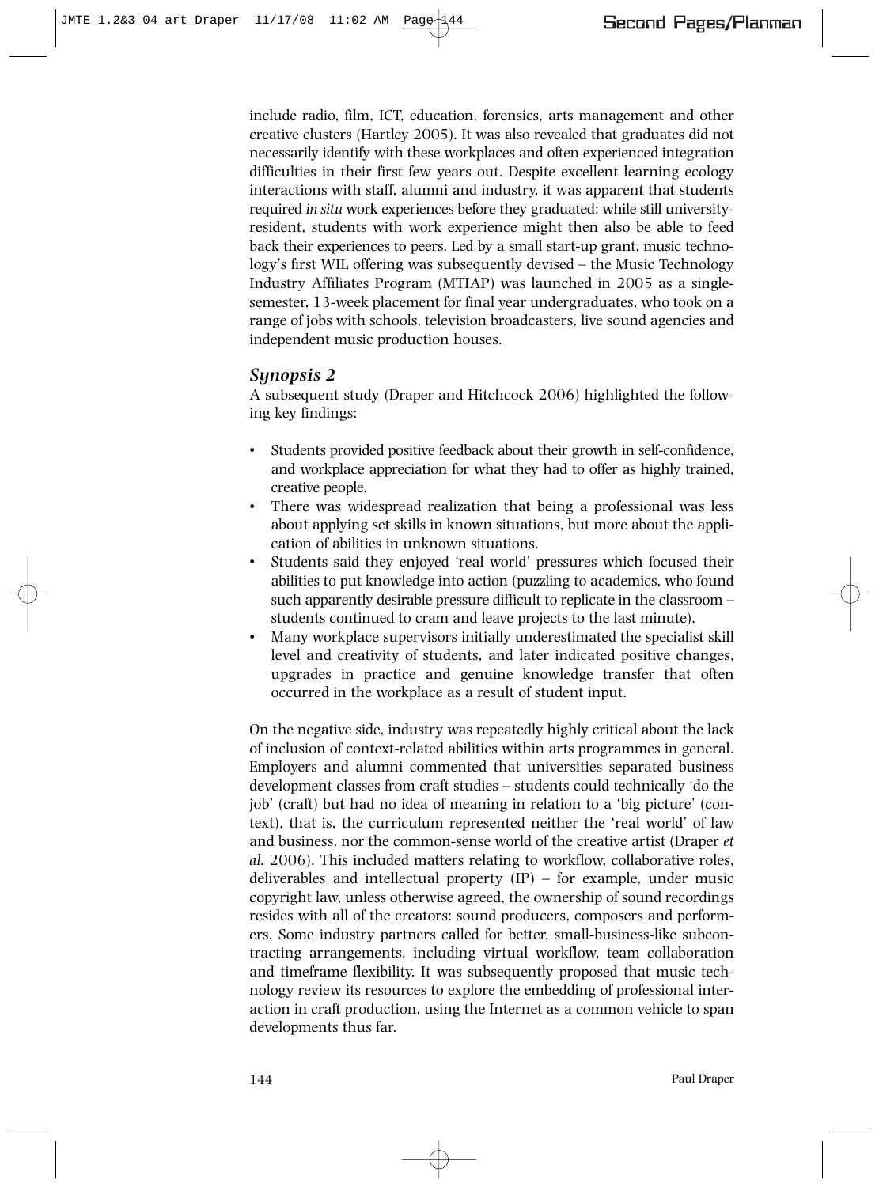include radio, film, ICT, education, forensics, arts management and other creative clusters (Hartley 2005). It was also revealed that graduates did not necessarily identify with these workplaces and often experienced integration difficulties in their first few years out. Despite excellent learning ecology interactions with staff, alumni and industry, it was apparent that students required *in situ* work experiences before they graduated; while still university-resident, students with work experience might then also be able to feed back their experiences to peers. Led by a small start-up grant, music technology's first WIL offering was subsequently devised – the Music Technology Industry Affiliates Program (MTIAP) was launched in 2005 as a single-semester, 13-week placement for final year undergraduates, who took on a range of jobs with schools, television broadcasters, live sound agencies and independent music production houses.

### *Synopsis 2*

A subsequent study (Draper and Hitchcock 2006) highlighted the following key findings:

- Students provided positive feedback about their growth in self-confidence, and workplace appreciation for what they had to offer as highly trained, creative people.
- There was widespread realization that being a professional was less about applying set skills in known situations, but more about the application of abilities in unknown situations.
- Students said they enjoyed 'real world' pressures which focused their abilities to put knowledge into action (puzzling to academics, who found such apparently desirable pressure difficult to replicate in the classroom – students continued to cram and leave projects to the last minute).
- Many workplace supervisors initially underestimated the specialist skill level and creativity of students, and later indicated positive changes, upgrades in practice and genuine knowledge transfer that often occurred in the workplace as a result of student input.

On the negative side, industry was repeatedly highly critical about the lack of inclusion of context-related abilities within arts programmes in general. Employers and alumni commented that universities separated business development classes from craft studies – students could technically 'do the job' (craft) but had no idea of meaning in relation to a 'big picture' (context), that is, the curriculum represented neither the 'real world' of law and business, nor the common-sense world of the creative artist (Draper *et al.* 2006). This included matters relating to workflow, collaborative roles, deliverables and intellectual property (IP) – for example, under music copyright law, unless otherwise agreed, the ownership of sound recordings resides with all of the creators: sound producers, composers and performers. Some industry partners called for better, small-business-like subcontracting arrangements, including virtual workflow, team collaboration and timeframe flexibility. It was subsequently proposed that music technology review its resources to explore the embedding of professional interaction in craft production, using the Internet as a common vehicle to span developments thus far.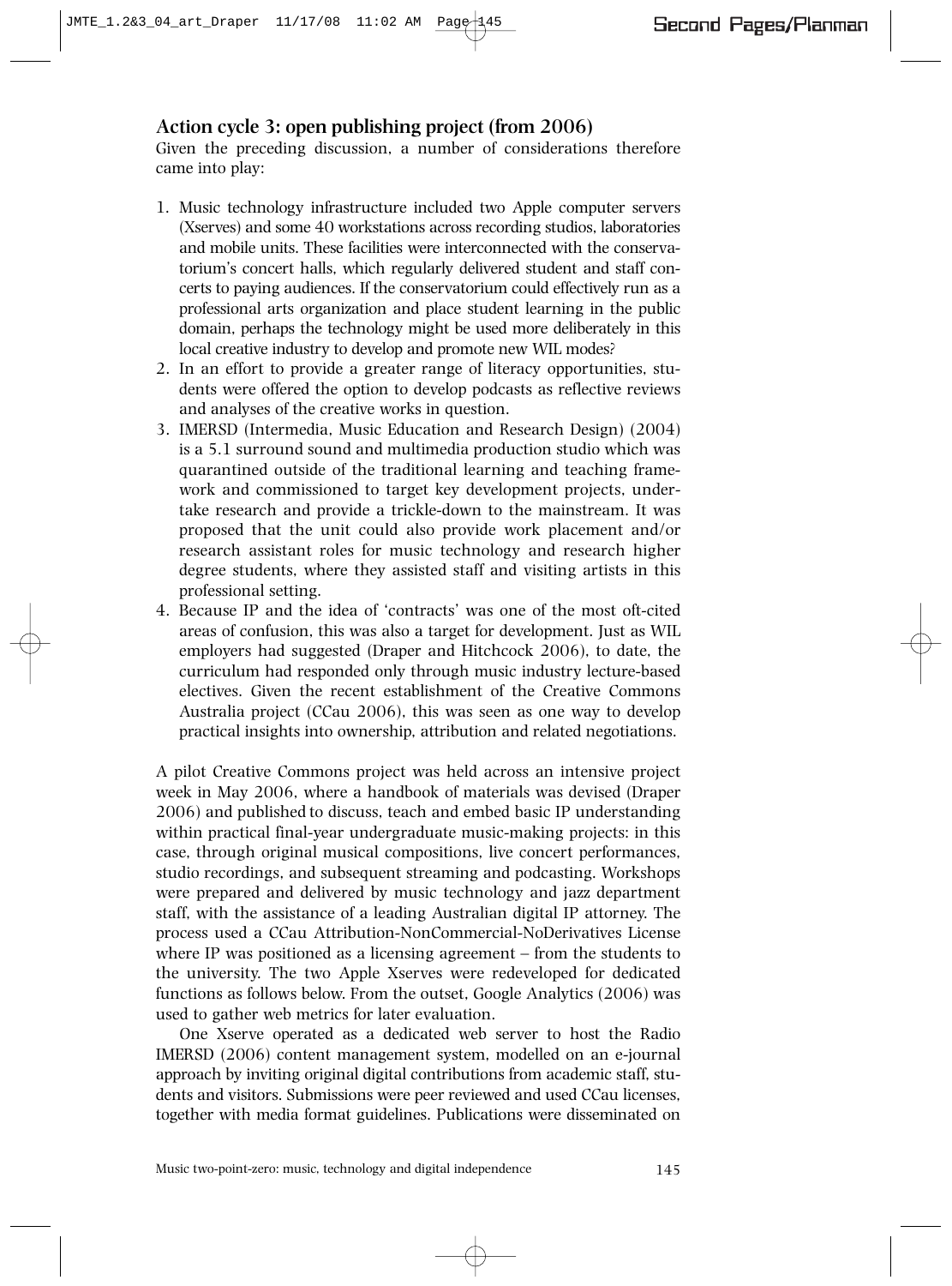### Action cycle 3: open publishing project (from 2006)

Given the preceding discussion, a number of considerations therefore came into play:

1. Music technology infrastructure included two Apple computer servers (Xserves) and some 40 workstations across recording studios, laboratories and mobile units. These facilities were interconnected with the conservatorium's concert halls, which regularly delivered student and staff concerts to paying audiences. If the conservatorium could effectively run as a professional arts organization and place student learning in the public domain, perhaps the technology might be used more deliberately in this local creative industry to develop and promote new WIL modes?
2. In an effort to provide a greater range of literacy opportunities, students were offered the option to develop podcasts as reflective reviews and analyses of the creative works in question.
3. IMERSD (Intermedia, Music Education and Research Design) (2004) is a 5.1 surround sound and multimedia production studio which was quarantined outside of the traditional learning and teaching framework and commissioned to target key development projects, undertake research and provide a trickle-down to the mainstream. It was proposed that the unit could also provide work placement and/or research assistant roles for music technology and research higher degree students, where they assisted staff and visiting artists in this professional setting.
4. Because IP and the idea of 'contracts' was one of the most oft-cited areas of confusion, this was also a target for development. Just as WIL employers had suggested (Draper and Hitchcock 2006), to date, the curriculum had responded only through music industry lecture-based electives. Given the recent establishment of the Creative Commons Australia project (CCau 2006), this was seen as one way to develop practical insights into ownership, attribution and related negotiations.

A pilot Creative Commons project was held across an intensive project week in May 2006, where a handbook of materials was devised (Draper 2006) and published to discuss, teach and embed basic IP understanding within practical final-year undergraduate music-making projects: in this case, through original musical compositions, live concert performances, studio recordings, and subsequent streaming and podcasting. Workshops were prepared and delivered by music technology and jazz department staff, with the assistance of a leading Australian digital IP attorney. The process used a CCau Attribution-NonCommercial-NoDerivatives License where IP was positioned as a licensing agreement – from the students to the university. The two Apple Xserves were redeveloped for dedicated functions as follows below. From the outset, Google Analytics (2006) was used to gather web metrics for later evaluation.

One Xserve operated as a dedicated web server to host the Radio IMERSD (2006) content management system, modelled on an e-journal approach by inviting original digital contributions from academic staff, students and visitors. Submissions were peer reviewed and used CCau licenses, together with media format guidelines. Publications were disseminated on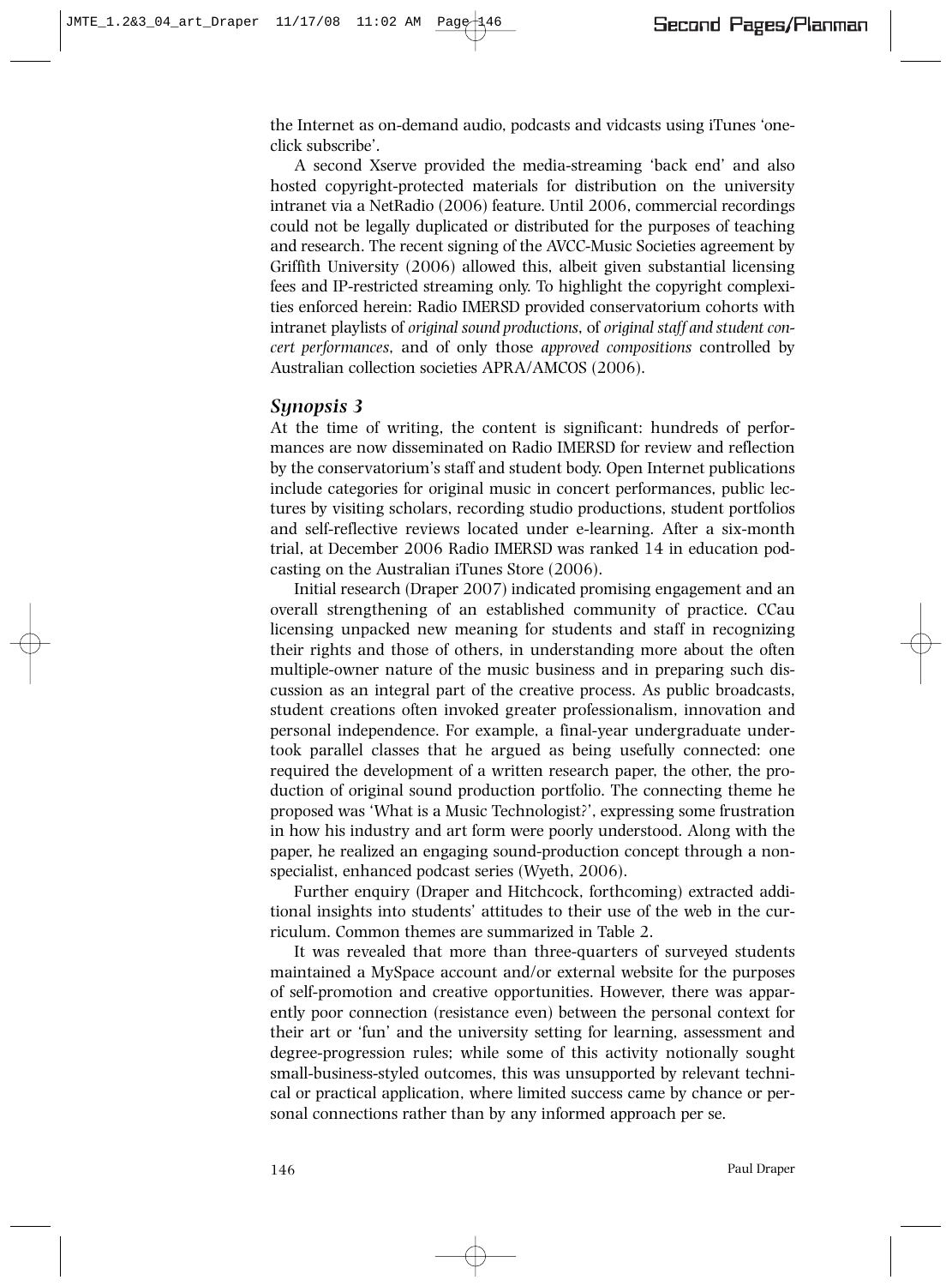the Internet as on-demand audio, podcasts and vidcasts using iTunes 'one-click subscribe'.

A second Xserve provided the media-streaming 'back end' and also hosted copyright-protected materials for distribution on the university intranet via a NetRadio (2006) feature. Until 2006, commercial recordings could not be legally duplicated or distributed for the purposes of teaching and research. The recent signing of the AVCC-Music Societies agreement by Griffith University (2006) allowed this, albeit given substantial licensing fees and IP-restricted streaming only. To highlight the copyright complexities enforced herein: Radio IMERSD provided conservatorium cohorts with intranet playlists of *original sound productions*, of *original staff and student concert performances*, and of only those *approved compositions* controlled by Australian collection societies APRA/AMCOS (2006).

### *Synopsis 3*

At the time of writing, the content is significant: hundreds of performances are now disseminated on Radio IMERSD for review and reflection by the conservatorium's staff and student body. Open Internet publications include categories for original music in concert performances, public lectures by visiting scholars, recording studio productions, student portfolios and self-reflective reviews located under e-learning. After a six-month trial, at December 2006 Radio IMERSD was ranked 14 in education podcasting on the Australian iTunes Store (2006).

Initial research (Draper 2007) indicated promising engagement and an overall strengthening of an established community of practice. CCau licensing unpacked new meaning for students and staff in recognizing their rights and those of others, in understanding more about the often multiple-owner nature of the music business and in preparing such discussion as an integral part of the creative process. As public broadcasts, student creations often invoked greater professionalism, innovation and personal independence. For example, a final-year undergraduate undertook parallel classes that he argued as being usefully connected: one required the development of a written research paper, the other, the production of original sound production portfolio. The connecting theme he proposed was 'What is a Music Technologist?', expressing some frustration in how his industry and art form were poorly understood. Along with the paper, he realized an engaging sound-production concept through a non-specialist, enhanced podcast series (Wyeth, 2006).

Further enquiry (Draper and Hitchcock, forthcoming) extracted additional insights into students' attitudes to their use of the web in the curriculum. Common themes are summarized in Table 2.

It was revealed that more than three-quarters of surveyed students maintained a MySpace account and/or external website for the purposes of self-promotion and creative opportunities. However, there was apparently poor connection (resistance even) between the personal context for their art or 'fun' and the university setting for learning, assessment and degree-progression rules; while some of this activity notionally sought small-business-styled outcomes, this was unsupported by relevant technical or practical application, where limited success came by chance or personal connections rather than by any informed approach per se.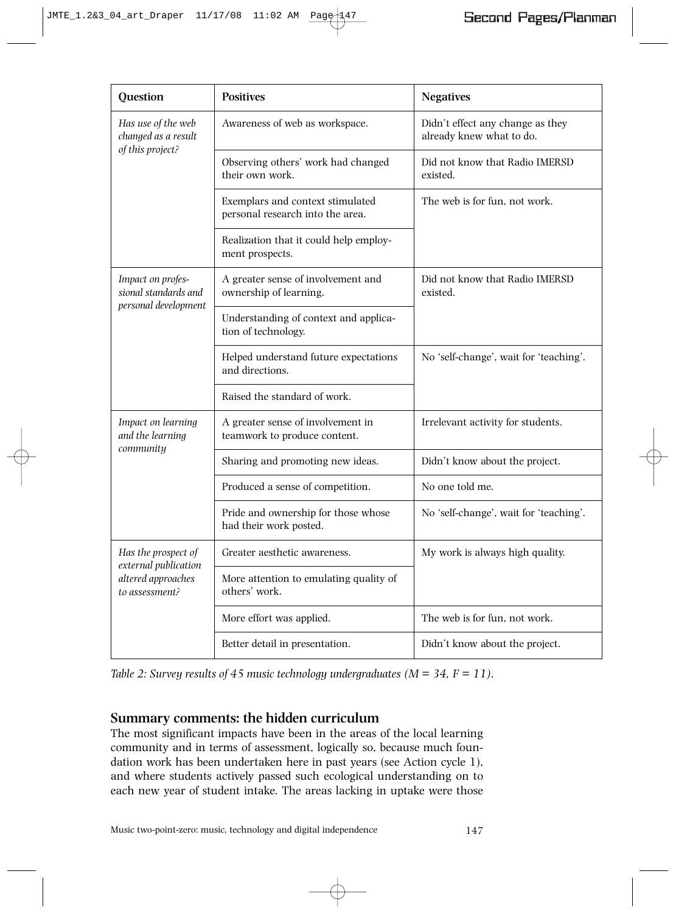| Question | Positives | Negatives |
|---|---|---|
| *Has use of the web changed as a result of this project?* | Awareness of web as workspace. | Didn't effect any change as they already knew what to do. |
| | Observing others' work had changed their own work. | Did not know that Radio IMERSD existed. |
| | Exemplars and context stimulated personal research into the area. | The web is for fun, not work. |
| | Realization that it could help employment prospects. | |
| *Impact on professional standards and personal development* | A greater sense of involvement and ownership of learning. | Did not know that Radio IMERSD existed. |
| | Understanding of context and application of technology. | |
| | Helped understand future expectations and directions. | No 'self-change', wait for 'teaching'. |
| | Raised the standard of work. | |
| *Impact on learning and the learning community* | A greater sense of involvement in teamwork to produce content. | Irrelevant activity for students. |
| | Sharing and promoting new ideas. | Didn't know about the project. |
| | Produced a sense of competition. | No one told me. |
| | Pride and ownership for those whose had their work posted. | No 'self-change', wait for 'teaching'. |
| *Has the prospect of external publication altered approaches to assessment?* | Greater aesthetic awareness. | My work is always high quality. |
| | More attention to emulating quality of others' work. | |
| | More effort was applied. | The web is for fun, not work. |
| | Better detail in presentation. | Didn't know about the project. |

*Table 2: Survey results of 45 music technology undergraduates (M = 34, F = 11).*

## Summary comments: the hidden curriculum

The most significant impacts have been in the areas of the local learning community and in terms of assessment, logically so, because much foundation work has been undertaken here in past years (see Action cycle 1), and where students actively passed such ecological understanding on to each new year of student intake. The areas lacking in uptake were those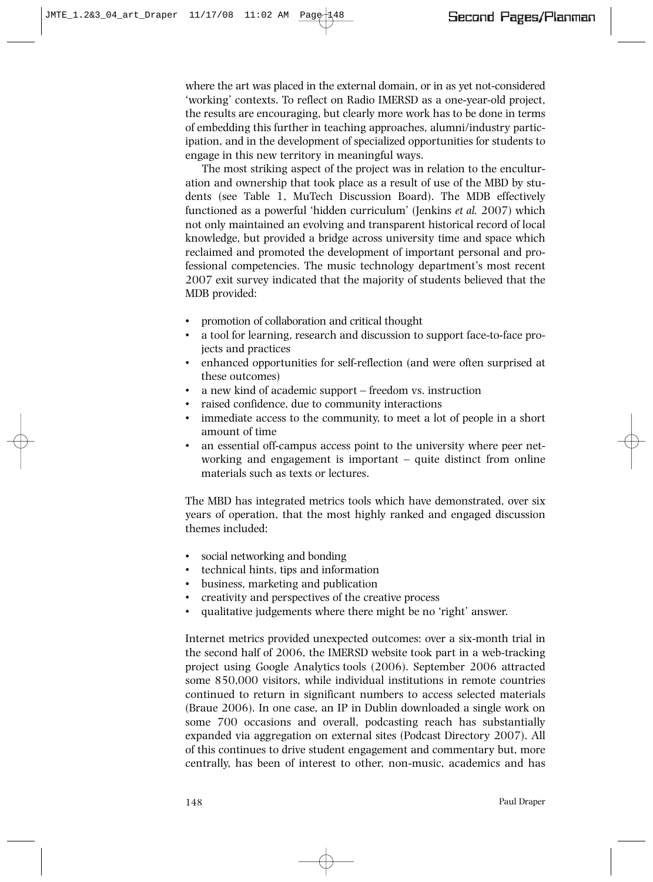where the art was placed in the external domain, or in as yet not-considered 'working' contexts. To reflect on Radio IMERSD as a one-year-old project, the results are encouraging, but clearly more work has to be done in terms of embedding this further in teaching approaches, alumni/industry participation, and in the development of specialized opportunities for students to engage in this new territory in meaningful ways.

The most striking aspect of the project was in relation to the enculturation and ownership that took place as a result of use of the MBD by students (see Table 1, MuTech Discussion Board). The MDB effectively functioned as a powerful 'hidden curriculum' (Jenkins *et al.* 2007) which not only maintained an evolving and transparent historical record of local knowledge, but provided a bridge across university time and space which reclaimed and promoted the development of important personal and professional competencies. The music technology department's most recent 2007 exit survey indicated that the majority of students believed that the MDB provided:

- promotion of collaboration and critical thought
- a tool for learning, research and discussion to support face-to-face projects and practices
- enhanced opportunities for self-reflection (and were often surprised at these outcomes)
- a new kind of academic support – freedom vs. instruction
- raised confidence, due to community interactions
- immediate access to the community, to meet a lot of people in a short amount of time
- an essential off-campus access point to the university where peer networking and engagement is important – quite distinct from online materials such as texts or lectures.

The MBD has integrated metrics tools which have demonstrated, over six years of operation, that the most highly ranked and engaged discussion themes included:

- social networking and bonding
- technical hints, tips and information
- business, marketing and publication
- creativity and perspectives of the creative process
- qualitative judgements where there might be no 'right' answer.

Internet metrics provided unexpected outcomes: over a six-month trial in the second half of 2006, the IMERSD website took part in a web-tracking project using Google Analytics tools (2006). September 2006 attracted some 850,000 visitors, while individual institutions in remote countries continued to return in significant numbers to access selected materials (Braue 2006). In one case, an IP in Dublin downloaded a single work on some 700 occasions and overall, podcasting reach has substantially expanded via aggregation on external sites (Podcast Directory 2007). All of this continues to drive student engagement and commentary but, more centrally, has been of interest to other, non-music, academics and has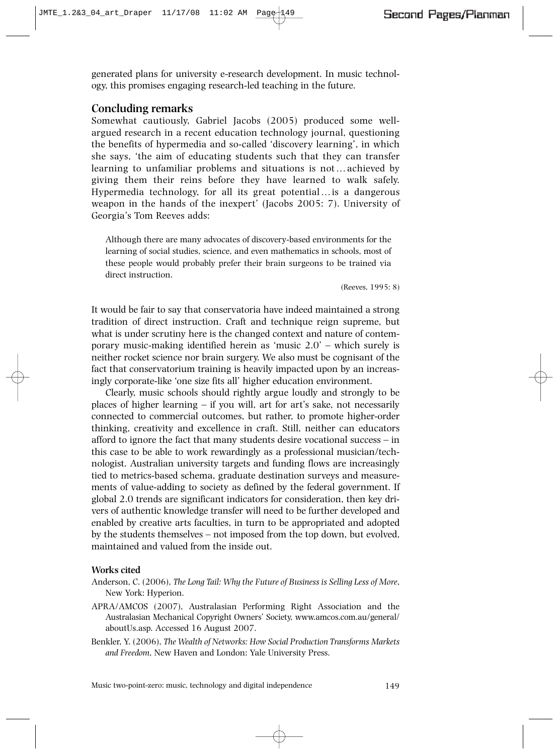generated plans for university e-research development. In music technology, this promises engaging research-led teaching in the future.

## Concluding remarks

Somewhat cautiously, Gabriel Jacobs (2005) produced some well-argued research in a recent education technology journal, questioning the benefits of hypermedia and so-called 'discovery learning', in which she says, 'the aim of educating students such that they can transfer learning to unfamiliar problems and situations is not ... achieved by giving them their reins before they have learned to walk safely. Hypermedia technology, for all its great potential ... is a dangerous weapon in the hands of the inexpert' (Jacobs 2005: 7). University of Georgia's Tom Reeves adds:

> Although there are many advocates of discovery-based environments for the learning of social studies, science, and even mathematics in schools, most of these people would probably prefer their brain surgeons to be trained via direct instruction.
>
> (Reeves, 1995: 8)

It would be fair to say that conservatoria have indeed maintained a strong tradition of direct instruction. Craft and technique reign supreme, but what is under scrutiny here is the changed context and nature of contemporary music-making identified herein as 'music 2.0' – which surely is neither rocket science nor brain surgery. We also must be cognisant of the fact that conservatorium training is heavily impacted upon by an increasingly corporate-like 'one size fits all' higher education environment.

Clearly, music schools should rightly argue loudly and strongly to be places of higher learning – if you will, art for art's sake, not necessarily connected to commercial outcomes, but rather, to promote higher-order thinking, creativity and excellence in craft. Still, neither can educators afford to ignore the fact that many students desire vocational success – in this case to be able to work rewardingly as a professional musician/technologist. Australian university targets and funding flows are increasingly tied to metrics-based schema, graduate destination surveys and measurements of value-adding to society as defined by the federal government. If global 2.0 trends are significant indicators for consideration, then key drivers of authentic knowledge transfer will need to be further developed and enabled by creative arts faculties, in turn to be appropriated and adopted by the students themselves – not imposed from the top down, but evolved, maintained and valued from the inside out.

### Works cited

Anderson, C. (2006), *The Long Tail: Why the Future of Business is Selling Less of More*, New York: Hyperion.

APRA/AMCOS (2007), Australasian Performing Right Association and the Australasian Mechanical Copyright Owners' Society, www.amcos.com.au/general/aboutUs.asp. Accessed 16 August 2007.

Benkler, Y. (2006), *The Wealth of Networks: How Social Production Transforms Markets and Freedom*, New Haven and London: Yale University Press.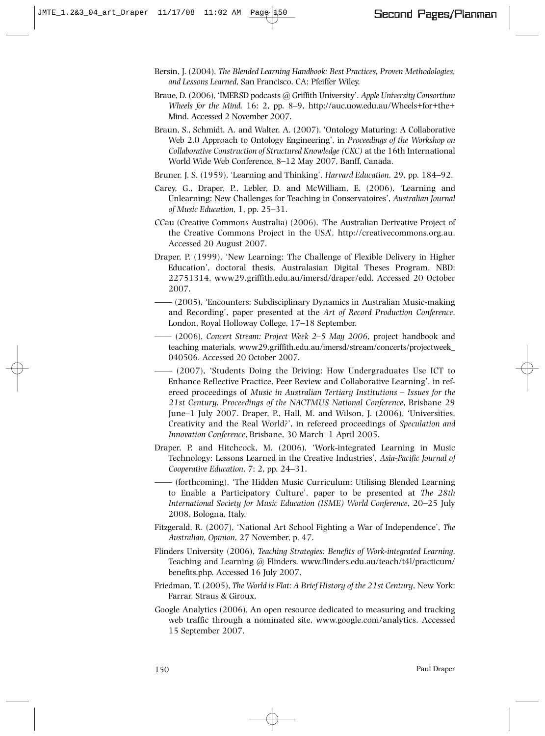Bersin, J. (2004), *The Blended Learning Handbook: Best Practices, Proven Methodologies, and Lessons Learned*, San Francisco, CA: Pfeiffer Wiley.

Braue, D. (2006), 'IMERSD podcasts @ Griffith University'. *Apple University Consortium Wheels for the Mind*, 16: 2, pp. 8–9, http://auc.uow.edu.au/Wheels+for+the+Mind. Accessed 2 November 2007.

Braun, S., Schmidt, A. and Walter, A. (2007), 'Ontology Maturing: A Collaborative Web 2.0 Approach to Ontology Engineering', in *Proceedings of the Workshop on Collaborative Construction of Structured Knowledge (CKC)* at the 16th International World Wide Web Conference, 8–12 May 2007, Banff, Canada.

Bruner, J. S. (1959), 'Learning and Thinking', *Harvard Education*, 29, pp. 184–92.

Carey, G., Draper, P., Lebler, D. and McWilliam, E. (2006), 'Learning and Unlearning: New Challenges for Teaching in Conservatoires', *Australian Journal of Music Education*, 1, pp. 25–31.

CCau (Creative Commons Australia) (2006), 'The Australian Derivative Project of the Creative Commons Project in the USA', http://creativecommons.org.au. Accessed 20 August 2007.

Draper, P. (1999), 'New Learning: The Challenge of Flexible Delivery in Higher Education', doctoral thesis, Australasian Digital Theses Program, NBD: 22751314, www29.griffith.edu.au/imersd/draper/edd. Accessed 20 October 2007.

—— (2005), 'Encounters: Subdisciplinary Dynamics in Australian Music-making and Recording', paper presented at the *Art of Record Production Conference*, London, Royal Holloway College, 17–18 September.

—— (2006), *Concert Stream: Project Week 2–5 May 2006*, project handbook and teaching materials, www29.griffith.edu.au/imersd/stream/concerts/projectweek_040506. Accessed 20 October 2007.

—— (2007), 'Students Doing the Driving: How Undergraduates Use ICT to Enhance Reflective Practice, Peer Review and Collaborative Learning', in refereed proceedings of *Music in Australian Tertiary Institutions – Issues for the 21st Century. Proceedings of the NACTMUS National Conference*, Brisbane 29 June–1 July 2007. Draper, P., Hall, M. and Wilson, J. (2006), 'Universities, Creativity and the Real World?', in refereed proceedings of *Speculation and Innovation Conference*, Brisbane, 30 March–1 April 2005.

Draper, P. and Hitchcock, M. (2006), 'Work-integrated Learning in Music Technology: Lessons Learned in the Creative Industries', *Asia-Pacific Journal of Cooperative Education*, 7: 2, pp. 24–31.

—— (forthcoming), 'The Hidden Music Curriculum: Utilising Blended Learning to Enable a Participatory Culture', paper to be presented at *The 28th International Society for Music Education (ISME) World Conference*, 20–25 July 2008, Bologna, Italy.

Fitzgerald, R. (2007), 'National Art School Fighting a War of Independence', *The Australian, Opinion*, 27 November, p. 47.

Flinders University (2006), *Teaching Strategies: Benefits of Work-integrated Learning*, Teaching and Learning @ Flinders, www.flinders.edu.au/teach/t4l/practicum/benefits.php. Accessed 16 July 2007.

Friedman, T. (2005), *The World is Flat: A Brief History of the 21st Century*, New York: Farrar, Straus & Giroux.

Google Analytics (2006), An open resource dedicated to measuring and tracking web traffic through a nominated site, www.google.com/analytics. Accessed 15 September 2007.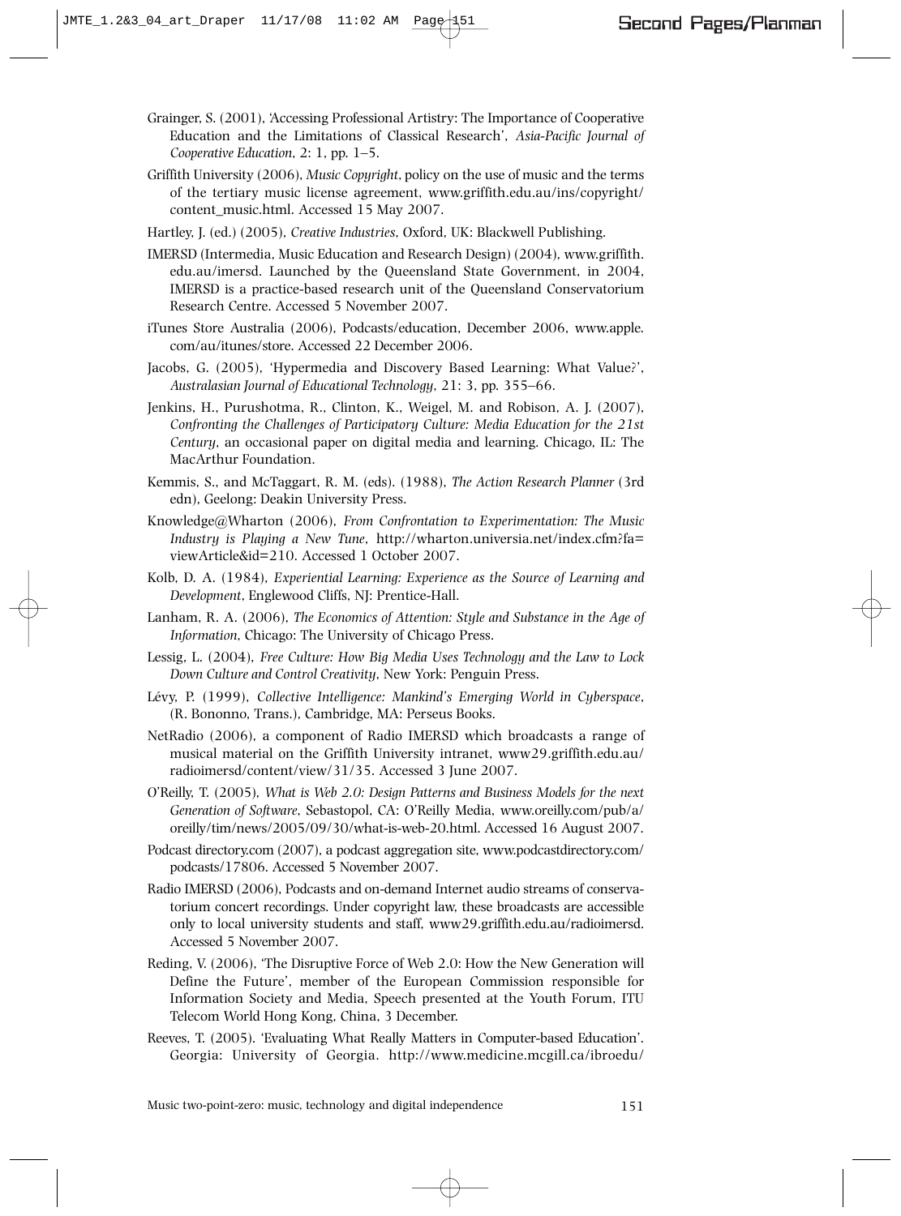Grainger, S. (2001), 'Accessing Professional Artistry: The Importance of Cooperative Education and the Limitations of Classical Research', *Asia-Pacific Journal of Cooperative Education*, 2: 1, pp. 1–5.

Griffith University (2006), *Music Copyright*, policy on the use of music and the terms of the tertiary music license agreement, www.griffith.edu.au/ins/copyright/content_music.html. Accessed 15 May 2007.

Hartley, J. (ed.) (2005), *Creative Industries*, Oxford, UK: Blackwell Publishing.

IMERSD (Intermedia, Music Education and Research Design) (2004), www.griffith.edu.au/imersd. Launched by the Queensland State Government, in 2004, IMERSD is a practice-based research unit of the Queensland Conservatorium Research Centre. Accessed 5 November 2007.

iTunes Store Australia (2006), Podcasts/education, December 2006, www.apple.com/au/itunes/store. Accessed 22 December 2006.

Jacobs, G. (2005), 'Hypermedia and Discovery Based Learning: What Value?', *Australasian Journal of Educational Technology*, 21: 3, pp. 355–66.

Jenkins, H., Purushotma, R., Clinton, K., Weigel, M. and Robison, A. J. (2007), *Confronting the Challenges of Participatory Culture: Media Education for the 21st Century*, an occasional paper on digital media and learning. Chicago, IL: The MacArthur Foundation.

Kemmis, S., and McTaggart, R. M. (eds). (1988), *The Action Research Planner* (3rd edn), Geelong: Deakin University Press.

Knowledge@Wharton (2006), *From Confrontation to Experimentation: The Music Industry is Playing a New Tune*, http://wharton.universia.net/index.cfm?fa=viewArticle&id=210. Accessed 1 October 2007.

Kolb, D. A. (1984), *Experiential Learning: Experience as the Source of Learning and Development*, Englewood Cliffs, NJ: Prentice-Hall.

Lanham, R. A. (2006), *The Economics of Attention: Style and Substance in the Age of Information*, Chicago: The University of Chicago Press.

Lessig, L. (2004), *Free Culture: How Big Media Uses Technology and the Law to Lock Down Culture and Control Creativity*, New York: Penguin Press.

Lévy, P. (1999), *Collective Intelligence: Mankind's Emerging World in Cyberspace*, (R. Bononno, Trans.), Cambridge, MA: Perseus Books.

NetRadio (2006), a component of Radio IMERSD which broadcasts a range of musical material on the Griffith University intranet, www29.griffith.edu.au/radioimersd/content/view/31/35. Accessed 3 June 2007.

O'Reilly, T. (2005), *What is Web 2.0: Design Patterns and Business Models for the next Generation of Software*, Sebastopol, CA: O'Reilly Media, www.oreilly.com/pub/a/oreilly/tim/news/2005/09/30/what-is-web-20.html. Accessed 16 August 2007.

Podcast directory.com (2007), a podcast aggregation site, www.podcastdirectory.com/podcasts/17806. Accessed 5 November 2007.

Radio IMERSD (2006), Podcasts and on-demand Internet audio streams of conservatorium concert recordings. Under copyright law, these broadcasts are accessible only to local university students and staff, www29.griffith.edu.au/radioimersd. Accessed 5 November 2007.

Reding, V. (2006), 'The Disruptive Force of Web 2.0: How the New Generation will Define the Future', member of the European Commission responsible for Information Society and Media, Speech presented at the Youth Forum, ITU Telecom World Hong Kong, China, 3 December.

Reeves, T. (2005). 'Evaluating What Really Matters in Computer-based Education'. Georgia: University of Georgia. http://www.medicine.mcgill.ca/ibroedu/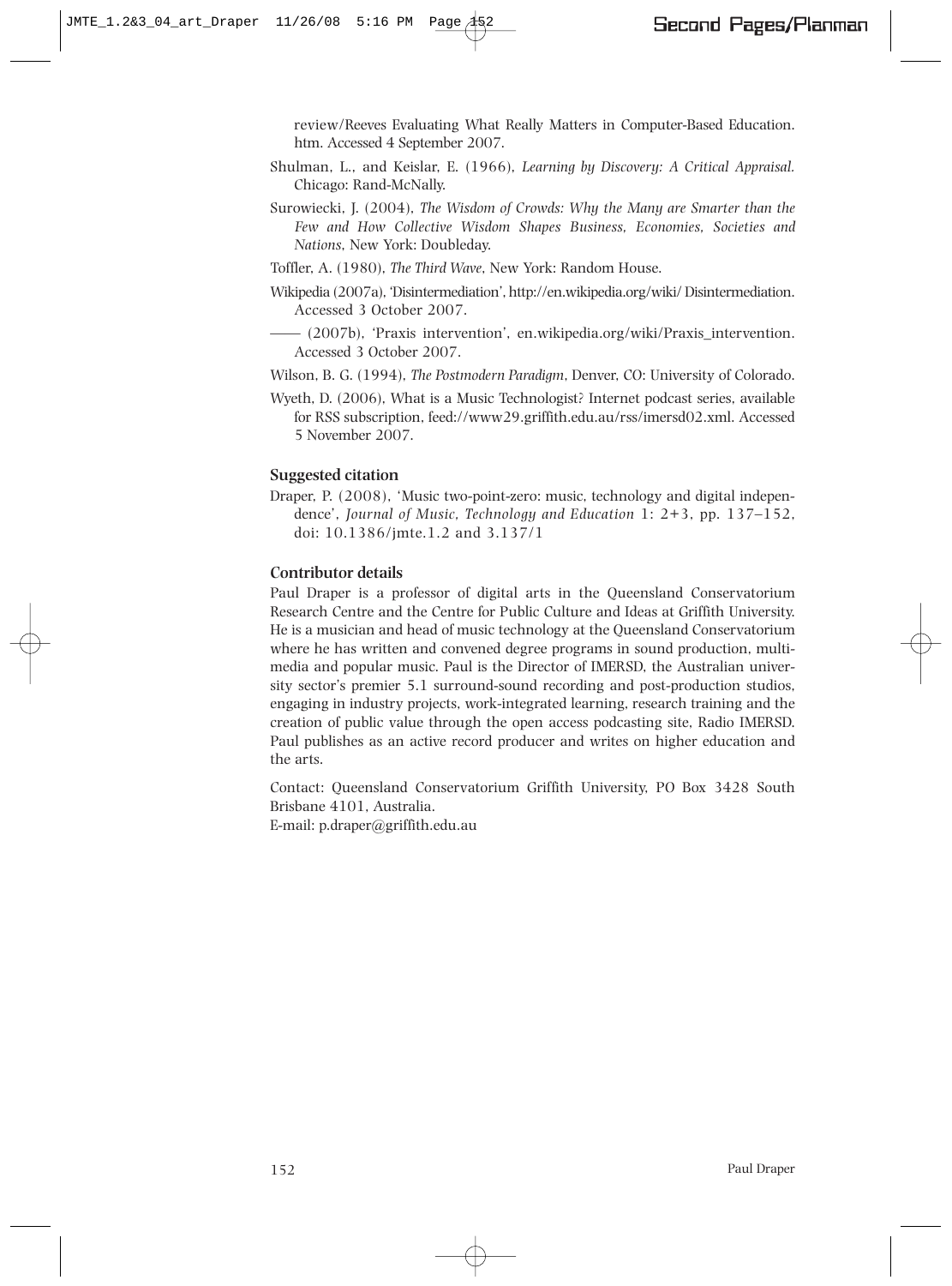review/Reeves Evaluating What Really Matters in Computer-Based Education. htm. Accessed 4 September 2007.

Shulman, L., and Keislar, E. (1966), *Learning by Discovery: A Critical Appraisal.* Chicago: Rand-McNally.

Surowiecki, J. (2004), *The Wisdom of Crowds: Why the Many are Smarter than the Few and How Collective Wisdom Shapes Business, Economies, Societies and Nations*, New York: Doubleday.

Toffler, A. (1980), *The Third Wave*, New York: Random House.

Wikipedia (2007a), 'Disintermediation', http://en.wikipedia.org/wiki/ Disintermediation. Accessed 3 October 2007.

—— (2007b), 'Praxis intervention', en.wikipedia.org/wiki/Praxis_intervention. Accessed 3 October 2007.

Wilson, B. G. (1994), *The Postmodern Paradigm*, Denver, CO: University of Colorado.

Wyeth, D. (2006), What is a Music Technologist? Internet podcast series, available for RSS subscription, feed://www29.griffith.edu.au/rss/imersd02.xml. Accessed 5 November 2007.

### Suggested citation

Draper, P. (2008), 'Music two-point-zero: music, technology and digital independence', *Journal of Music, Technology and Education* 1: 2+3, pp. 137–152, doi: 10.1386/jmte.1.2 and 3.137/1

### Contributor details

Paul Draper is a professor of digital arts in the Queensland Conservatorium Research Centre and the Centre for Public Culture and Ideas at Griffith University. He is a musician and head of music technology at the Queensland Conservatorium where he has written and convened degree programs in sound production, multimedia and popular music. Paul is the Director of IMERSD, the Australian university sector's premier 5.1 surround-sound recording and post-production studios, engaging in industry projects, work-integrated learning, research training and the creation of public value through the open access podcasting site, Radio IMERSD. Paul publishes as an active record producer and writes on higher education and the arts.

Contact: Queensland Conservatorium Griffith University, PO Box 3428 South Brisbane 4101, Australia.
E-mail: p.draper@griffith.edu.au